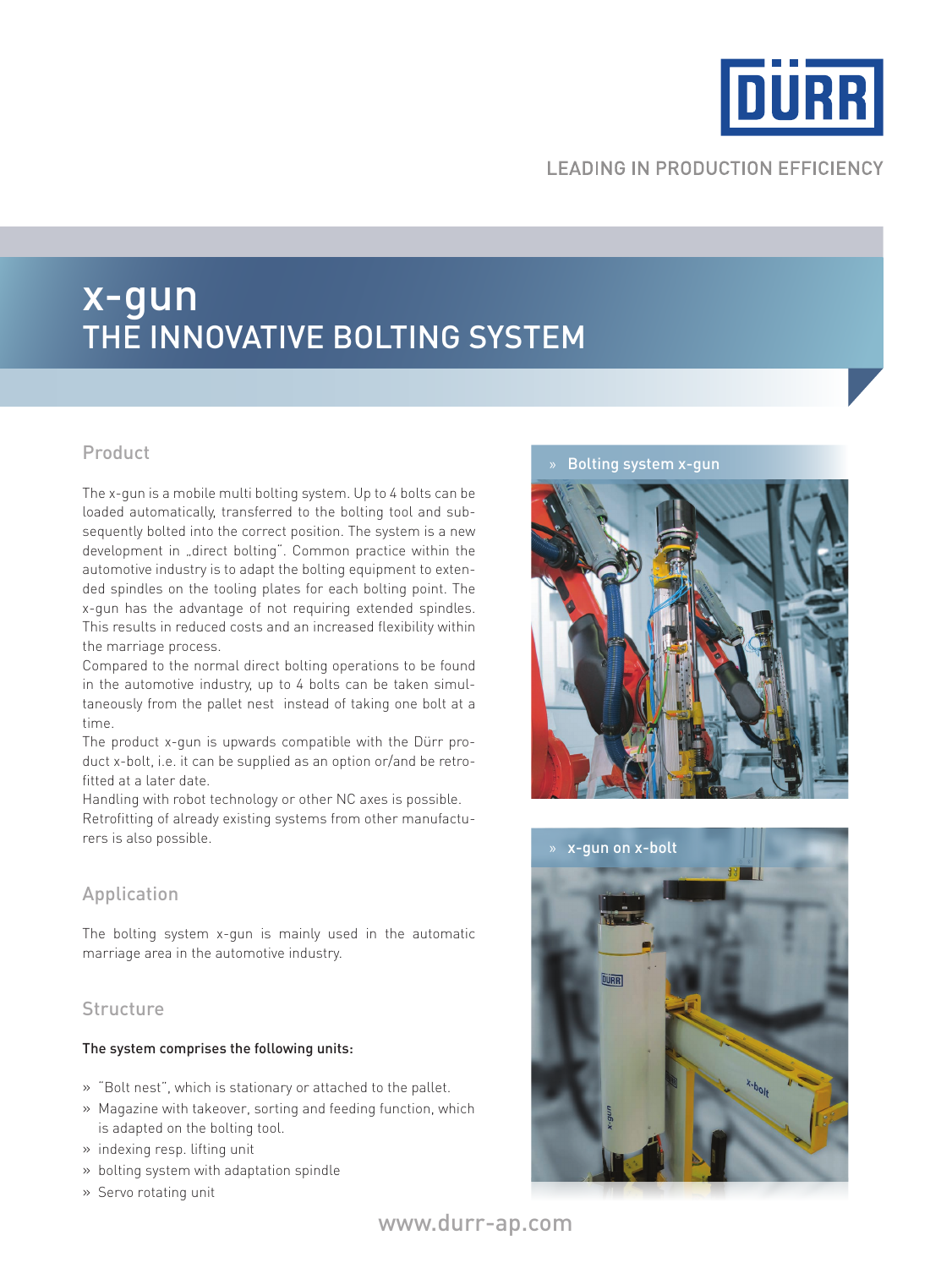DÜRR

LEADING IN PRODUCTION EFFICIENCY

# x-gun
# THE INNOVATIVE BOLTING SYSTEM

## Product

The x-gun is a mobile multi bolting system. Up to 4 bolts can be loaded automatically, transferred to the bolting tool and subsequently bolted into the correct position. The system is a new development in „direct bolting". Common practice within the automotive industry is to adapt the bolting equipment to extended spindles on the tooling plates for each bolting point. The x-gun has the advantage of not requiring extended spindles. This results in reduced costs and an increased flexibility within the marriage process.

Compared to the normal direct bolting operations to be found in the automotive industry, up to 4 bolts can be taken simultaneously from the pallet nest instead of taking one bolt at a time.

The product x-gun is upwards compatible with the Dürr product x-bolt, i.e. it can be supplied as an option or/and be retrofitted at a later date.

Handling with robot technology or other NC axes is possible.

Retrofitting of already existing systems from other manufacturers is also possible.

## Application

The bolting system x-gun is mainly used in the automatic marriage area in the automotive industry.

## Structure

**The system comprises the following units:**

- "Bolt nest", which is stationary or attached to the pallet.
- Magazine with takeover, sorting and feeding function, which is adapted on the bolting tool.
- indexing resp. lifting unit
- bolting system with adaptation spindle
- Servo rotating unit

» Bolting system x-gun

» x-gun on x-bolt

www.durr-ap.com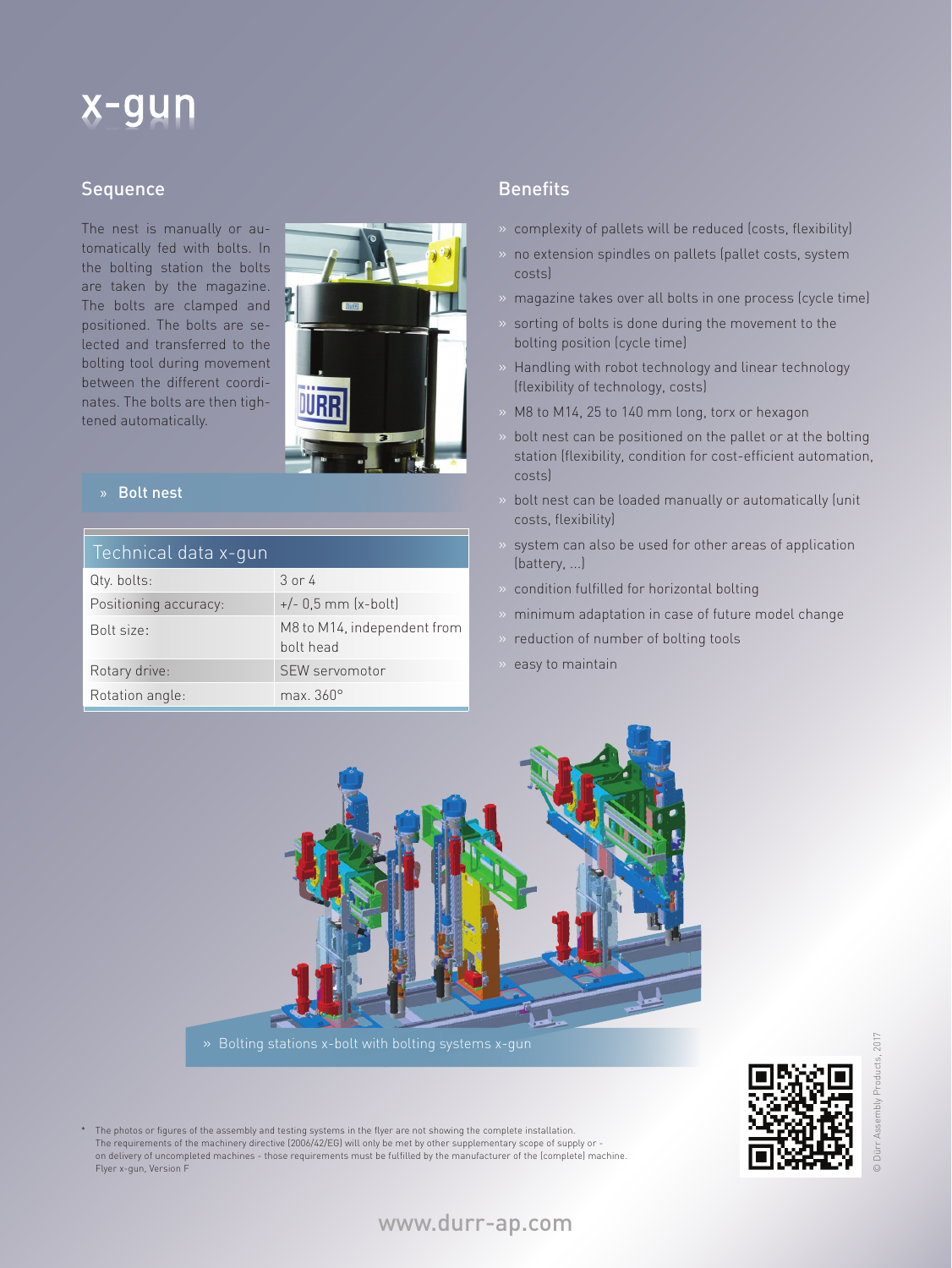# x-gun

## Sequence

The nest is manually or automatically fed with bolts. In the bolting station the bolts are taken by the magazine. The bolts are clamped and positioned. The bolts are selected and transferred to the bolting tool during movement between the different coordinates. The bolts are then tightened automatically.

» Bolt nest

| Technical data x-gun | |
|---|---|
| Qty. bolts: | 3 or 4 |
| Positioning accuracy: | +/- 0,5 mm (x-bolt) |
| Bolt size: | M8 to M14, independent from bolt head |
| Rotary drive: | SEW servomotor |
| Rotation angle: | max. 360° |

## Benefits

- complexity of pallets will be reduced (costs, flexibility)
- no extension spindles on pallets (pallet costs, system costs)
- magazine takes over all bolts in one process (cycle time)
- sorting of bolts is done during the movement to the bolting position (cycle time)
- Handling with robot technology and linear technology (flexibility of technology, costs)
- M8 to M14, 25 to 140 mm long, torx or hexagon
- bolt nest can be positioned on the pallet or at the bolting station (flexibility, condition for cost-efficient automation, costs)
- bolt nest can be loaded manually or automatically (unit costs, flexibility)
- system can also be used for other areas of application (battery, ...)
- condition fulfilled for horizontal bolting
- minimum adaptation in case of future model change
- reduction of number of bolting tools
- easy to maintain

» Bolting stations x-bolt with bolting systems x-gun

* The photos or figures of the assembly and testing systems in the flyer are not showing the complete installation.
The requirements of the machinery directive (2006/42/EG) will only be met by other supplementary scope of supply or - on delivery of uncompleted machines - those requirements must be fulfilled by the manufacturer of the (complete) machine.
Flyer x-gun, Version F

© Dürr Assembly Products, 2017

www.durr-ap.com